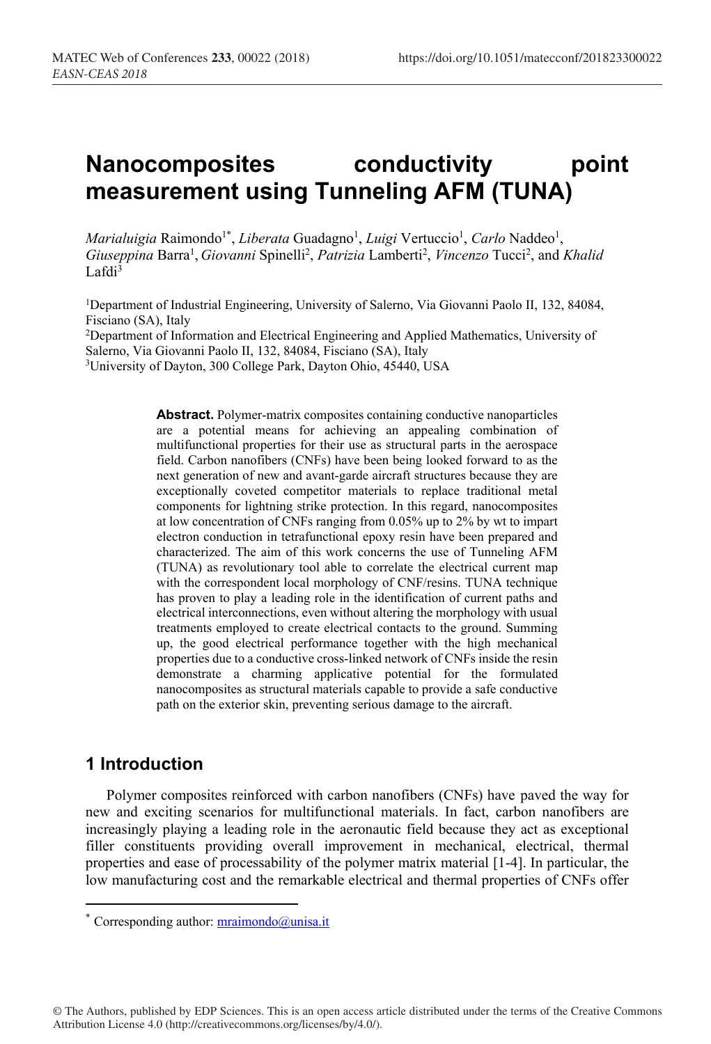# Nanocomposites conductivity point measurement using Tunneling AFM (TUNA)

*Marialuigia* Raimondo[1*], *Liberata* Guadagno[1], *Luigi* Vertuccio[1], *Carlo* Naddeo[1], *Giuseppina* Barra[1], *Giovanni* Spinelli[2], *Patrizia* Lamberti[2], *Vincenzo* Tucci[2], and *Khalid* Lafdi[3]

[1]Department of Industrial Engineering, University of Salerno, Via Giovanni Paolo II, 132, 84084, Fisciano (SA), Italy

[2]Department of Information and Electrical Engineering and Applied Mathematics, University of Salerno, Via Giovanni Paolo II, 132, 84084, Fisciano (SA), Italy

[3]University of Dayton, 300 College Park, Dayton Ohio, 45440, USA

**Abstract.** Polymer-matrix composites containing conductive nanoparticles are a potential means for achieving an appealing combination of multifunctional properties for their use as structural parts in the aerospace field. Carbon nanofibers (CNFs) have been being looked forward to as the next generation of new and avant-garde aircraft structures because they are exceptionally coveted competitor materials to replace traditional metal components for lightning strike protection. In this regard, nanocomposites at low concentration of CNFs ranging from 0.05% up to 2% by wt to impart electron conduction in tetrafunctional epoxy resin have been prepared and characterized. The aim of this work concerns the use of Tunneling AFM (TUNA) as revolutionary tool able to correlate the electrical current map with the correspondent local morphology of CNF/resins. TUNA technique has proven to play a leading role in the identification of current paths and electrical interconnections, even without altering the morphology with usual treatments employed to create electrical contacts to the ground. Summing up, the good electrical performance together with the high mechanical properties due to a conductive cross-linked network of CNFs inside the resin demonstrate a charming applicative potential for the formulated nanocomposites as structural materials capable to provide a safe conductive path on the exterior skin, preventing serious damage to the aircraft.

## 1 Introduction

Polymer composites reinforced with carbon nanofibers (CNFs) have paved the way for new and exciting scenarios for multifunctional materials. In fact, carbon nanofibers are increasingly playing a leading role in the aeronautic field because they act as exceptional filler constituents providing overall improvement in mechanical, electrical, thermal properties and ease of processability of the polymer matrix material [1-4]. In particular, the low manufacturing cost and the remarkable electrical and thermal properties of CNFs offer

---

* Corresponding author: mraimondo@unisa.it

© The Authors, published by EDP Sciences. This is an open access article distributed under the terms of the Creative Commons Attribution License 4.0 (http://creativecommons.org/licenses/by/4.0/).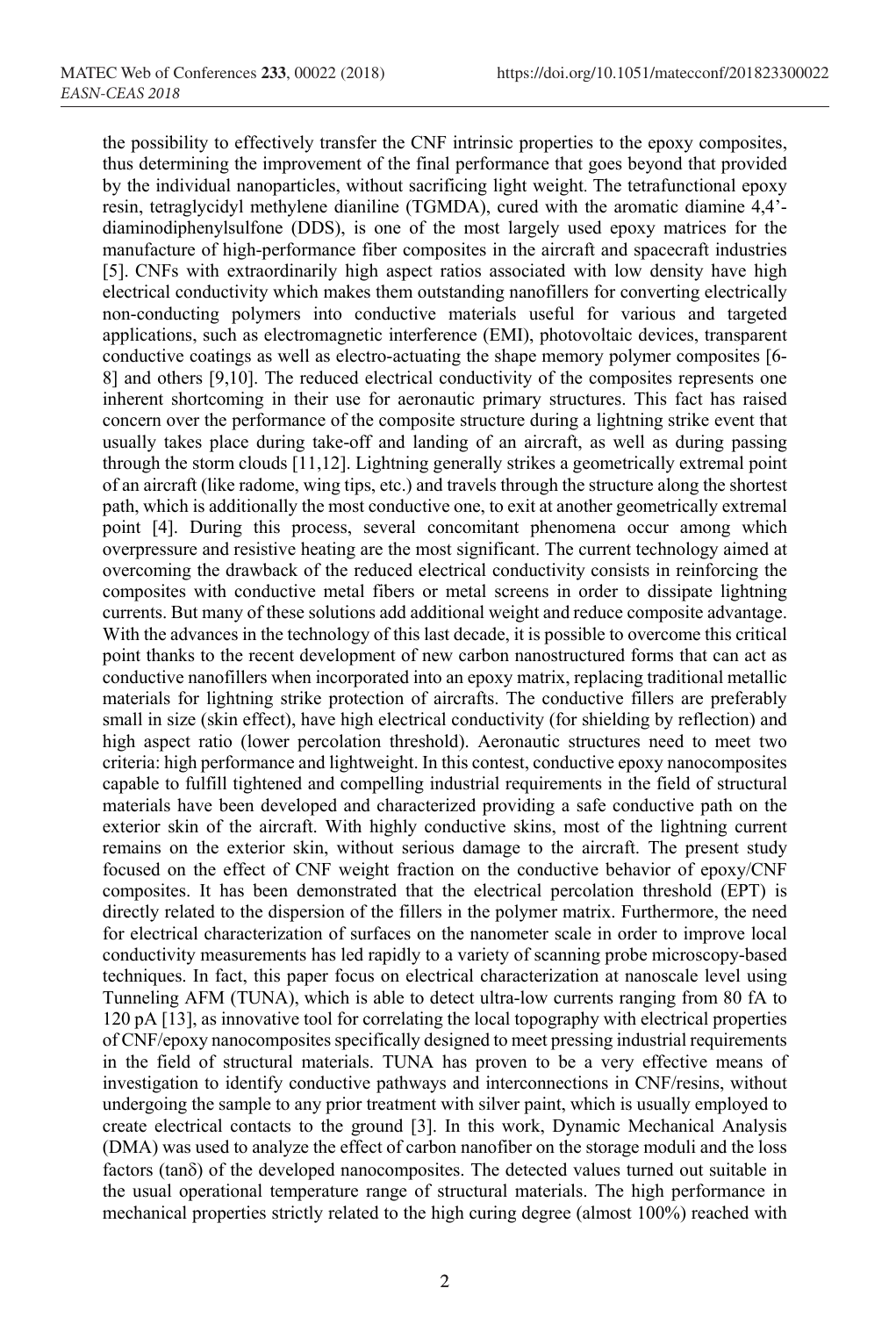the possibility to effectively transfer the CNF intrinsic properties to the epoxy composites, thus determining the improvement of the final performance that goes beyond that provided by the individual nanoparticles, without sacrificing light weight. The tetrafunctional epoxy resin, tetraglycidyl methylene dianiline (TGMDA), cured with the aromatic diamine 4,4'-diaminodiphenylsulfone (DDS), is one of the most largely used epoxy matrices for the manufacture of high-performance fiber composites in the aircraft and spacecraft industries [5]. CNFs with extraordinarily high aspect ratios associated with low density have high electrical conductivity which makes them outstanding nanofillers for converting electrically non-conducting polymers into conductive materials useful for various and targeted applications, such as electromagnetic interference (EMI), photovoltaic devices, transparent conductive coatings as well as electro-actuating the shape memory polymer composites [6-8] and others [9,10]. The reduced electrical conductivity of the composites represents one inherent shortcoming in their use for aeronautic primary structures. This fact has raised concern over the performance of the composite structure during a lightning strike event that usually takes place during take-off and landing of an aircraft, as well as during passing through the storm clouds [11,12]. Lightning generally strikes a geometrically extremal point of an aircraft (like radome, wing tips, etc.) and travels through the structure along the shortest path, which is additionally the most conductive one, to exit at another geometrically extremal point [4]. During this process, several concomitant phenomena occur among which overpressure and resistive heating are the most significant. The current technology aimed at overcoming the drawback of the reduced electrical conductivity consists in reinforcing the composites with conductive metal fibers or metal screens in order to dissipate lightning currents. But many of these solutions add additional weight and reduce composite advantage. With the advances in the technology of this last decade, it is possible to overcome this critical point thanks to the recent development of new carbon nanostructured forms that can act as conductive nanofillers when incorporated into an epoxy matrix, replacing traditional metallic materials for lightning strike protection of aircrafts. The conductive fillers are preferably small in size (skin effect), have high electrical conductivity (for shielding by reflection) and high aspect ratio (lower percolation threshold). Aeronautic structures need to meet two criteria: high performance and lightweight. In this contest, conductive epoxy nanocomposites capable to fulfill tightened and compelling industrial requirements in the field of structural materials have been developed and characterized providing a safe conductive path on the exterior skin of the aircraft. With highly conductive skins, most of the lightning current remains on the exterior skin, without serious damage to the aircraft. The present study focused on the effect of CNF weight fraction on the conductive behavior of epoxy/CNF composites. It has been demonstrated that the electrical percolation threshold (EPT) is directly related to the dispersion of the fillers in the polymer matrix. Furthermore, the need for electrical characterization of surfaces on the nanometer scale in order to improve local conductivity measurements has led rapidly to a variety of scanning probe microscopy-based techniques. In fact, this paper focus on electrical characterization at nanoscale level using Tunneling AFM (TUNA), which is able to detect ultra-low currents ranging from 80 fA to 120 pA [13], as innovative tool for correlating the local topography with electrical properties of CNF/epoxy nanocomposites specifically designed to meet pressing industrial requirements in the field of structural materials. TUNA has proven to be a very effective means of investigation to identify conductive pathways and interconnections in CNF/resins, without undergoing the sample to any prior treatment with silver paint, which is usually employed to create electrical contacts to the ground [3]. In this work, Dynamic Mechanical Analysis (DMA) was used to analyze the effect of carbon nanofiber on the storage moduli and the loss factors (tanδ) of the developed nanocomposites. The detected values turned out suitable in the usual operational temperature range of structural materials. The high performance in mechanical properties strictly related to the high curing degree (almost 100%) reached with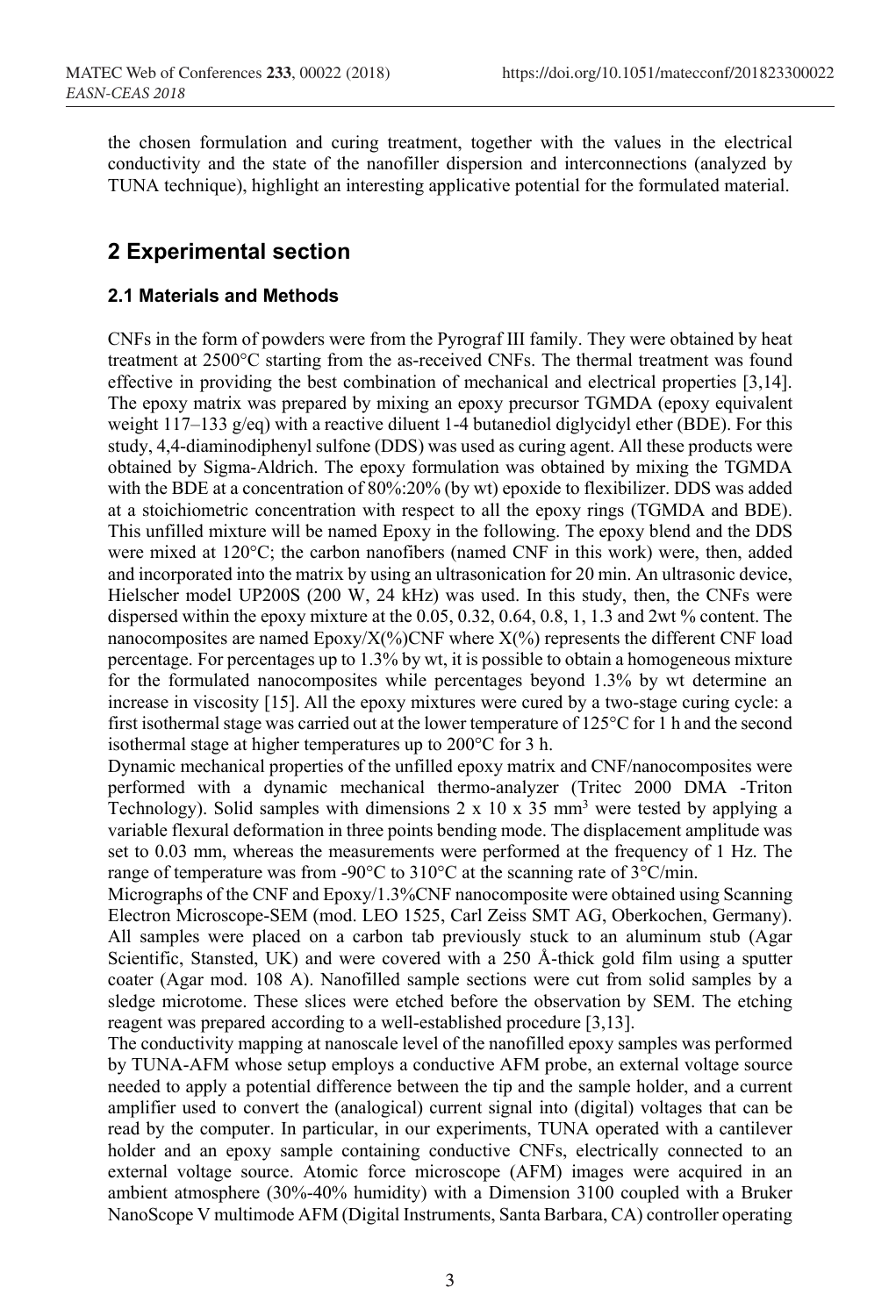the chosen formulation and curing treatment, together with the values in the electrical conductivity and the state of the nanofiller dispersion and interconnections (analyzed by TUNA technique), highlight an interesting applicative potential for the formulated material.

## 2 Experimental section

### 2.1 Materials and Methods

CNFs in the form of powders were from the Pyrograf III family. They were obtained by heat treatment at 2500°C starting from the as-received CNFs. The thermal treatment was found effective in providing the best combination of mechanical and electrical properties [3,14]. The epoxy matrix was prepared by mixing an epoxy precursor TGMDA (epoxy equivalent weight 117–133 g/eq) with a reactive diluent 1-4 butanediol diglycidyl ether (BDE). For this study, 4,4-diaminodiphenyl sulfone (DDS) was used as curing agent. All these products were obtained by Sigma-Aldrich. The epoxy formulation was obtained by mixing the TGMDA with the BDE at a concentration of 80%:20% (by wt) epoxide to flexibilizer. DDS was added at a stoichiometric concentration with respect to all the epoxy rings (TGMDA and BDE). This unfilled mixture will be named Epoxy in the following. The epoxy blend and the DDS were mixed at 120°C; the carbon nanofibers (named CNF in this work) were, then, added and incorporated into the matrix by using an ultrasonication for 20 min. An ultrasonic device, Hielscher model UP200S (200 W, 24 kHz) was used. In this study, then, the CNFs were dispersed within the epoxy mixture at the 0.05, 0.32, 0.64, 0.8, 1, 1.3 and 2wt % content. The nanocomposites are named Epoxy/X(%)CNF where X(%) represents the different CNF load percentage. For percentages up to 1.3% by wt, it is possible to obtain a homogeneous mixture for the formulated nanocomposites while percentages beyond 1.3% by wt determine an increase in viscosity [15]. All the epoxy mixtures were cured by a two-stage curing cycle: a first isothermal stage was carried out at the lower temperature of 125°C for 1 h and the second isothermal stage at higher temperatures up to 200°C for 3 h.

Dynamic mechanical properties of the unfilled epoxy matrix and CNF/nanocomposites were performed with a dynamic mechanical thermo-analyzer (Tritec 2000 DMA -Triton Technology). Solid samples with dimensions 2 x 10 x 35 $mm^3$ were tested by applying a variable flexural deformation in three points bending mode. The displacement amplitude was set to 0.03 mm, whereas the measurements were performed at the frequency of 1 Hz. The range of temperature was from -90°C to 310°C at the scanning rate of 3°C/min.

Micrographs of the CNF and Epoxy/1.3%CNF nanocomposite were obtained using Scanning Electron Microscope-SEM (mod. LEO 1525, Carl Zeiss SMT AG, Oberkochen, Germany). All samples were placed on a carbon tab previously stuck to an aluminum stub (Agar Scientific, Stansted, UK) and were covered with a 250 Å-thick gold film using a sputter coater (Agar mod. 108 A). Nanofilled sample sections were cut from solid samples by a sledge microtome. These slices were etched before the observation by SEM. The etching reagent was prepared according to a well-established procedure [3,13].

The conductivity mapping at nanoscale level of the nanofilled epoxy samples was performed by TUNA-AFM whose setup employs a conductive AFM probe, an external voltage source needed to apply a potential difference between the tip and the sample holder, and a current amplifier used to convert the (analogical) current signal into (digital) voltages that can be read by the computer. In particular, in our experiments, TUNA operated with a cantilever holder and an epoxy sample containing conductive CNFs, electrically connected to an external voltage source. Atomic force microscope (AFM) images were acquired in an ambient atmosphere (30%-40% humidity) with a Dimension 3100 coupled with a Bruker NanoScope V multimode AFM (Digital Instruments, Santa Barbara, CA) controller operating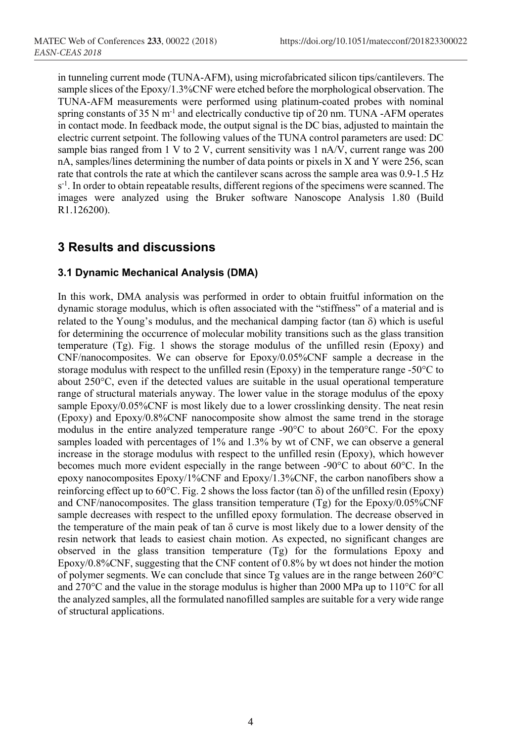in tunneling current mode (TUNA-AFM), using microfabricated silicon tips/cantilevers. The sample slices of the Epoxy/1.3%CNF were etched before the morphological observation. The TUNA-AFM measurements were performed using platinum-coated probes with nominal spring constants of 35 N $m^{-1}$ and electrically conductive tip of 20 nm. TUNA -AFM operates in contact mode. In feedback mode, the output signal is the DC bias, adjusted to maintain the electric current setpoint. The following values of the TUNA control parameters are used: DC sample bias ranged from 1 V to 2 V, current sensitivity was 1 nA/V, current range was 200 nA, samples/lines determining the number of data points or pixels in X and Y were 256, scan rate that controls the rate at which the cantilever scans across the sample area was 0.9-1.5 Hz $s^{-1}$. In order to obtain repeatable results, different regions of the specimens were scanned. The images were analyzed using the Bruker software Nanoscope Analysis 1.80 (Build R1.126200).

## 3 Results and discussions

### 3.1 Dynamic Mechanical Analysis (DMA)

In this work, DMA analysis was performed in order to obtain fruitful information on the dynamic storage modulus, which is often associated with the "stiffness" of a material and is related to the Young's modulus, and the mechanical damping factor (tan δ) which is useful for determining the occurrence of molecular mobility transitions such as the glass transition temperature (Tg). Fig. 1 shows the storage modulus of the unfilled resin (Epoxy) and CNF/nanocomposites. We can observe for Epoxy/0.05%CNF sample a decrease in the storage modulus with respect to the unfilled resin (Epoxy) in the temperature range -50°C to about 250°C, even if the detected values are suitable in the usual operational temperature range of structural materials anyway. The lower value in the storage modulus of the epoxy sample Epoxy/0.05%CNF is most likely due to a lower crosslinking density. The neat resin (Epoxy) and Epoxy/0.8%CNF nanocomposite show almost the same trend in the storage modulus in the entire analyzed temperature range -90°C to about 260°C. For the epoxy samples loaded with percentages of 1% and 1.3% by wt of CNF, we can observe a general increase in the storage modulus with respect to the unfilled resin (Epoxy), which however becomes much more evident especially in the range between -90°C to about 60°C. In the epoxy nanocomposites Epoxy/1%CNF and Epoxy/1.3%CNF, the carbon nanofibers show a reinforcing effect up to 60°C. Fig. 2 shows the loss factor (tan δ) of the unfilled resin (Epoxy) and CNF/nanocomposites. The glass transition temperature (Tg) for the Epoxy/0.05%CNF sample decreases with respect to the unfilled epoxy formulation. The decrease observed in the temperature of the main peak of tan δ curve is most likely due to a lower density of the resin network that leads to easiest chain motion. As expected, no significant changes are observed in the glass transition temperature (Tg) for the formulations Epoxy and Epoxy/0.8%CNF, suggesting that the CNF content of 0.8% by wt does not hinder the motion of polymer segments. We can conclude that since Tg values are in the range between 260°C and 270°C and the value in the storage modulus is higher than 2000 MPa up to 110°C for all the analyzed samples, all the formulated nanofilled samples are suitable for a very wide range of structural applications.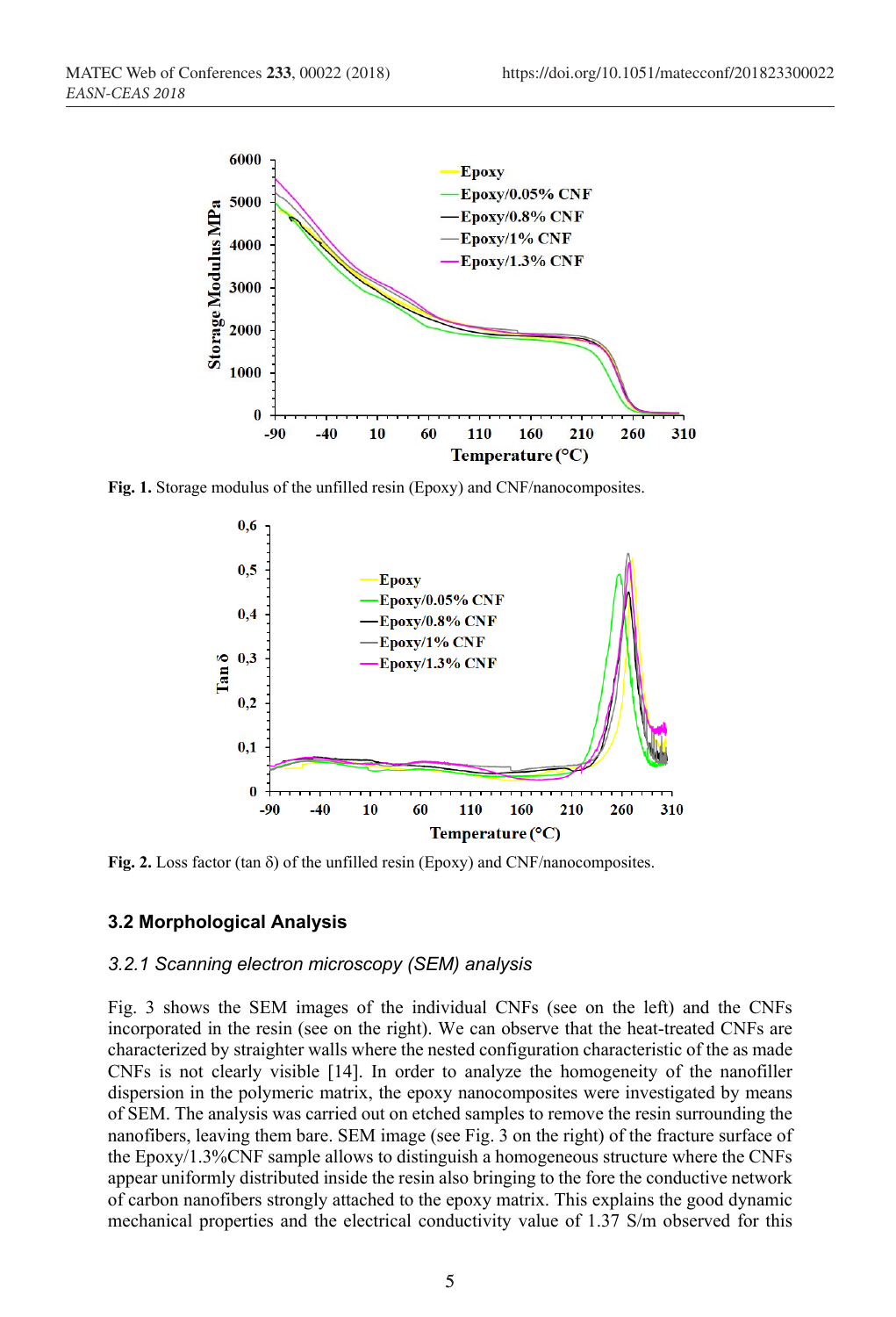Fig. 1. Storage modulus of the unfilled resin (Epoxy) and CNF/nanocomposites.

Fig. 2. Loss factor (tan δ) of the unfilled resin (Epoxy) and CNF/nanocomposites.

## 3.2 Morphological Analysis

### 3.2.1 Scanning electron microscopy (SEM) analysis

Fig. 3 shows the SEM images of the individual CNFs (see on the left) and the CNFs incorporated in the resin (see on the right). We can observe that the heat-treated CNFs are characterized by straighter walls where the nested configuration characteristic of the as made CNFs is not clearly visible [14]. In order to analyze the homogeneity of the nanofiller dispersion in the polymeric matrix, the epoxy nanocomposites were investigated by means of SEM. The analysis was carried out on etched samples to remove the resin surrounding the nanofibers, leaving them bare. SEM image (see Fig. 3 on the right) of the fracture surface of the Epoxy/1.3%CNF sample allows to distinguish a homogeneous structure where the CNFs appear uniformly distributed inside the resin also bringing to the fore the conductive network of carbon nanofibers strongly attached to the epoxy matrix. This explains the good dynamic mechanical properties and the electrical conductivity value of 1.37 S/m observed for this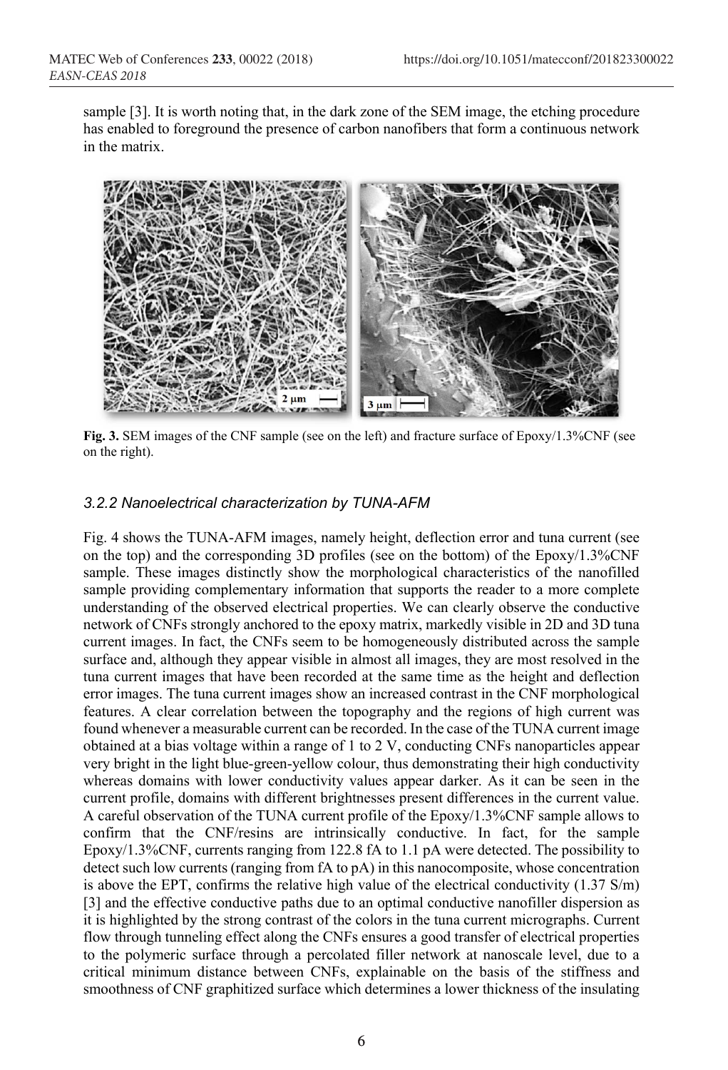sample [3]. It is worth noting that, in the dark zone of the SEM image, the etching procedure has enabled to foreground the presence of carbon nanofibers that form a continuous network in the matrix.

**Fig. 3.** SEM images of the CNF sample (see on the left) and fracture surface of Epoxy/1.3%CNF (see on the right).

### *3.2.2 Nanoelectrical characterization by TUNA-AFM*

Fig. 4 shows the TUNA-AFM images, namely height, deflection error and tuna current (see on the top) and the corresponding 3D profiles (see on the bottom) of the Epoxy/1.3%CNF sample. These images distinctly show the morphological characteristics of the nanofilled sample providing complementary information that supports the reader to a more complete understanding of the observed electrical properties. We can clearly observe the conductive network of CNFs strongly anchored to the epoxy matrix, markedly visible in 2D and 3D tuna current images. In fact, the CNFs seem to be homogeneously distributed across the sample surface and, although they appear visible in almost all images, they are most resolved in the tuna current images that have been recorded at the same time as the height and deflection error images. The tuna current images show an increased contrast in the CNF morphological features. A clear correlation between the topography and the regions of high current was found whenever a measurable current can be recorded. In the case of the TUNA current image obtained at a bias voltage within a range of 1 to 2 V, conducting CNFs nanoparticles appear very bright in the light blue-green-yellow colour, thus demonstrating their high conductivity whereas domains with lower conductivity values appear darker. As it can be seen in the current profile, domains with different brightnesses present differences in the current value. A careful observation of the TUNA current profile of the Epoxy/1.3%CNF sample allows to confirm that the CNF/resins are intrinsically conductive. In fact, for the sample Epoxy/1.3%CNF, currents ranging from 122.8 fA to 1.1 pA were detected. The possibility to detect such low currents (ranging from fA to pA) in this nanocomposite, whose concentration is above the EPT, confirms the relative high value of the electrical conductivity (1.37 S/m) [3] and the effective conductive paths due to an optimal conductive nanofiller dispersion as it is highlighted by the strong contrast of the colors in the tuna current micrographs. Current flow through tunneling effect along the CNFs ensures a good transfer of electrical properties to the polymeric surface through a percolated filler network at nanoscale level, due to a critical minimum distance between CNFs, explainable on the basis of the stiffness and smoothness of CNF graphitized surface which determines a lower thickness of the insulating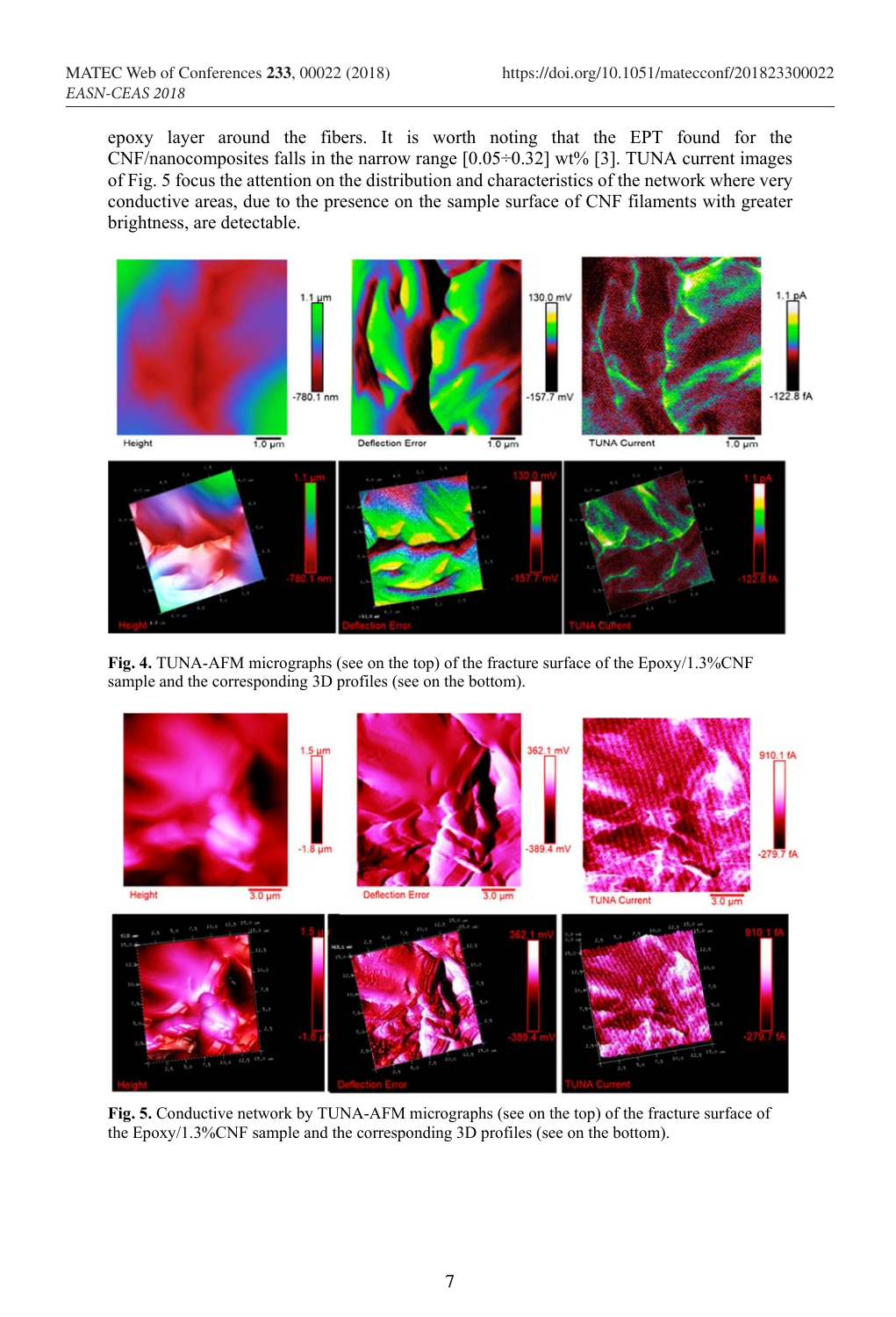epoxy layer around the fibers. It is worth noting that the EPT found for the CNF/nanocomposites falls in the narrow range [0.05÷0.32] wt% [3]. TUNA current images of Fig. 5 focus the attention on the distribution and characteristics of the network where very conductive areas, due to the presence on the sample surface of CNF filaments with greater brightness, are detectable.

**Fig. 4.** TUNA-AFM micrographs (see on the top) of the fracture surface of the Epoxy/1.3%CNF sample and the corresponding 3D profiles (see on the bottom).

**Fig. 5.** Conductive network by TUNA-AFM micrographs (see on the top) of the fracture surface of the Epoxy/1.3%CNF sample and the corresponding 3D profiles (see on the bottom).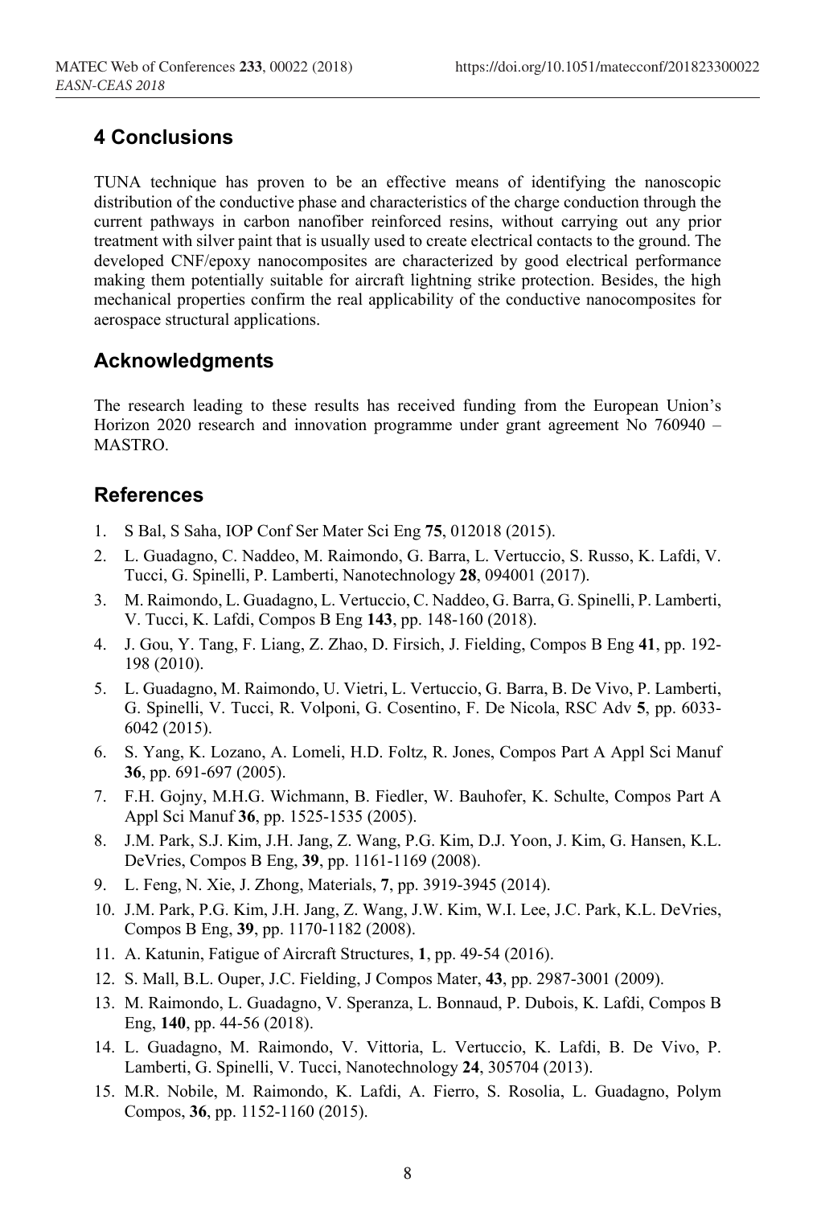## 4 Conclusions

TUNA technique has proven to be an effective means of identifying the nanoscopic distribution of the conductive phase and characteristics of the charge conduction through the current pathways in carbon nanofiber reinforced resins, without carrying out any prior treatment with silver paint that is usually used to create electrical contacts to the ground. The developed CNF/epoxy nanocomposites are characterized by good electrical performance making them potentially suitable for aircraft lightning strike protection. Besides, the high mechanical properties confirm the real applicability of the conductive nanocomposites for aerospace structural applications.

## Acknowledgments

The research leading to these results has received funding from the European Union's Horizon 2020 research and innovation programme under grant agreement No 760940 – MASTRO.

## References

1. S Bal, S Saha, IOP Conf Ser Mater Sci Eng **75**, 012018 (2015).
2. L. Guadagno, C. Naddeo, M. Raimondo, G. Barra, L. Vertuccio, S. Russo, K. Lafdi, V. Tucci, G. Spinelli, P. Lamberti, Nanotechnology **28**, 094001 (2017).
3. M. Raimondo, L. Guadagno, L. Vertuccio, C. Naddeo, G. Barra, G. Spinelli, P. Lamberti, V. Tucci, K. Lafdi, Compos B Eng **143**, pp. 148-160 (2018).
4. J. Gou, Y. Tang, F. Liang, Z. Zhao, D. Firsich, J. Fielding, Compos B Eng **41**, pp. 192-198 (2010).
5. L. Guadagno, M. Raimondo, U. Vietri, L. Vertuccio, G. Barra, B. De Vivo, P. Lamberti, G. Spinelli, V. Tucci, R. Volponi, G. Cosentino, F. De Nicola, RSC Adv **5**, pp. 6033-6042 (2015).
6. S. Yang, K. Lozano, A. Lomeli, H.D. Foltz, R. Jones, Compos Part A Appl Sci Manuf **36**, pp. 691-697 (2005).
7. F.H. Gojny, M.H.G. Wichmann, B. Fiedler, W. Bauhofer, K. Schulte, Compos Part A Appl Sci Manuf **36**, pp. 1525-1535 (2005).
8. J.M. Park, S.J. Kim, J.H. Jang, Z. Wang, P.G. Kim, D.J. Yoon, J. Kim, G. Hansen, K.L. DeVries, Compos B Eng, **39**, pp. 1161-1169 (2008).
9. L. Feng, N. Xie, J. Zhong, Materials, **7**, pp. 3919-3945 (2014).
10. J.M. Park, P.G. Kim, J.H. Jang, Z. Wang, J.W. Kim, W.I. Lee, J.C. Park, K.L. DeVries, Compos B Eng, **39**, pp. 1170-1182 (2008).
11. A. Katunin, Fatigue of Aircraft Structures, **1**, pp. 49-54 (2016).
12. S. Mall, B.L. Ouper, J.C. Fielding, J Compos Mater, **43**, pp. 2987-3001 (2009).
13. M. Raimondo, L. Guadagno, V. Speranza, L. Bonnaud, P. Dubois, K. Lafdi, Compos B Eng, **140**, pp. 44-56 (2018).
14. L. Guadagno, M. Raimondo, V. Vittoria, L. Vertuccio, K. Lafdi, B. De Vivo, P. Lamberti, G. Spinelli, V. Tucci, Nanotechnology **24**, 305704 (2013).
15. M.R. Nobile, M. Raimondo, K. Lafdi, A. Fierro, S. Rosolia, L. Guadagno, Polym Compos, **36**, pp. 1152-1160 (2015).